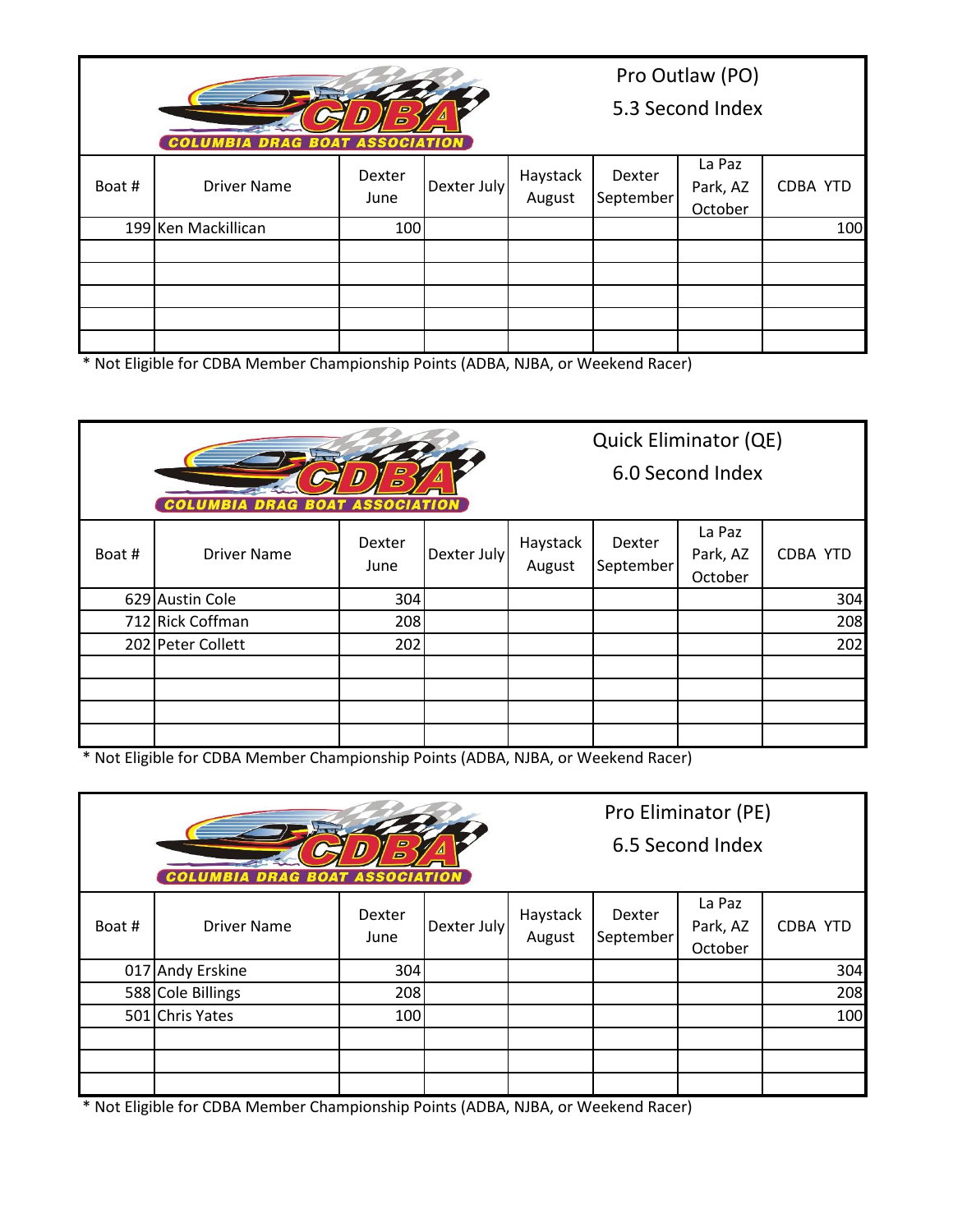## Pro Outlaw (PO)

### 5.3 Second Index

| Boat # | Driver Name | Dexter June | Dexter July | Haystack August | Dexter September | La Paz Park, AZ October | CDBA YTD |
|---|---|---|---|---|---|---|---|
| 199 | Ken Mackillican | 100 | | | | | 100 |
| | | | | | | | |
| | | | | | | | |
| | | | | | | | |
| | | | | | | | |
| | | | | | | | |

* Not Eligible for CDBA Member Championship Points (ADBA, NJBA, or Weekend Racer)

## Quick Eliminator (QE)

### 6.0 Second Index

| Boat # | Driver Name | Dexter June | Dexter July | Haystack August | Dexter September | La Paz Park, AZ October | CDBA YTD |
|---|---|---|---|---|---|---|---|
| 629 | Austin Cole | 304 | | | | | 304 |
| 712 | Rick Coffman | 208 | | | | | 208 |
| 202 | Peter Collett | 202 | | | | | 202 |
| | | | | | | | |
| | | | | | | | |
| | | | | | | | |
| | | | | | | | |

* Not Eligible for CDBA Member Championship Points (ADBA, NJBA, or Weekend Racer)

## Pro Eliminator (PE)

### 6.5 Second Index

| Boat # | Driver Name | Dexter June | Dexter July | Haystack August | Dexter September | La Paz Park, AZ October | CDBA YTD |
|---|---|---|---|---|---|---|---|
| 017 | Andy Erskine | 304 | | | | | 304 |
| 588 | Cole Billings | 208 | | | | | 208 |
| 501 | Chris Yates | 100 | | | | | 100 |
| | | | | | | | |
| | | | | | | | |
| | | | | | | | |

* Not Eligible for CDBA Member Championship Points (ADBA, NJBA, or Weekend Racer)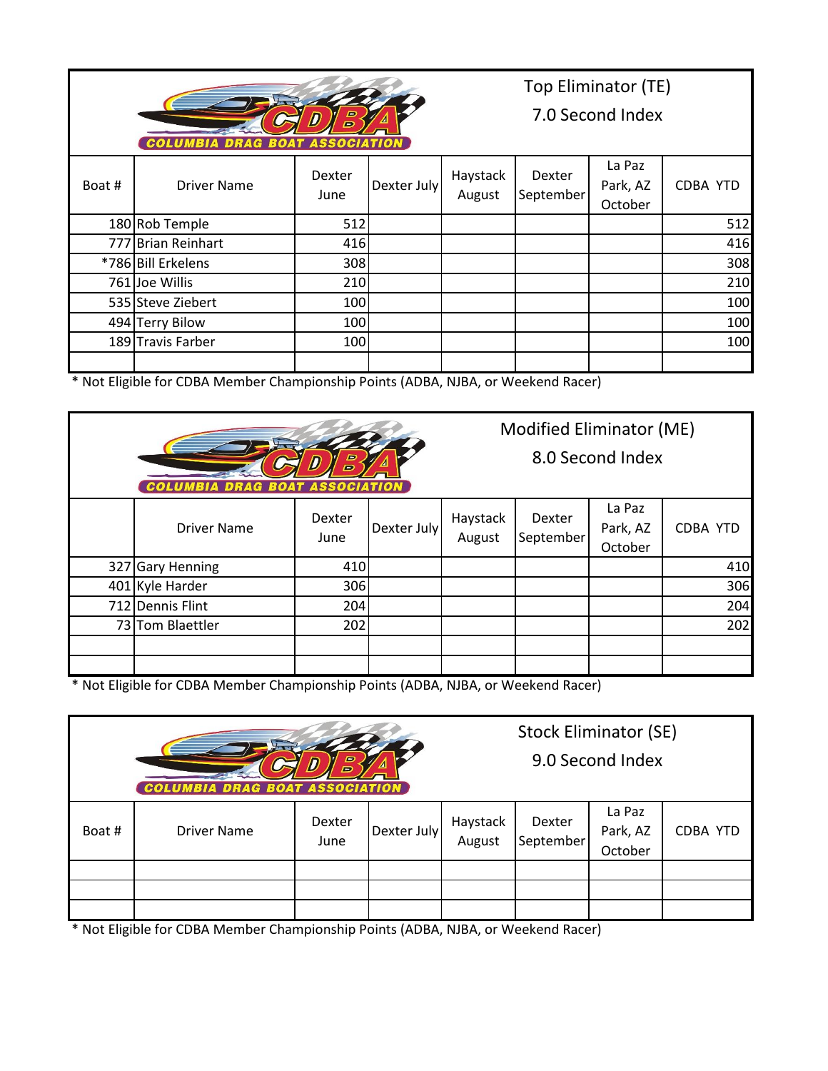## Top Eliminator (TE)

7.0 Second Index

| Boat # | Driver Name | Dexter June | Dexter July | Haystack August | Dexter September | La Paz Park, AZ October | CDBA YTD |
|---|---|---|---|---|---|---|---|
| 180 | Rob Temple | 512 | | | | | 512 |
| 777 | Brian Reinhart | 416 | | | | | 416 |
| *786 | Bill Erkelens | 308 | | | | | 308 |
| 761 | Joe Willis | 210 | | | | | 210 |
| 535 | Steve Ziebert | 100 | | | | | 100 |
| 494 | Terry Bilow | 100 | | | | | 100 |
| 189 | Travis Farber | 100 | | | | | 100 |
| | | | | | | | |

* Not Eligible for CDBA Member Championship Points (ADBA, NJBA, or Weekend Racer)

## Modified Eliminator (ME)

8.0 Second Index

| | Driver Name | Dexter June | Dexter July | Haystack August | Dexter September | La Paz Park, AZ October | CDBA YTD |
|---|---|---|---|---|---|---|---|
| 327 | Gary Henning | 410 | | | | | 410 |
| 401 | Kyle Harder | 306 | | | | | 306 |
| 712 | Dennis Flint | 204 | | | | | 204 |
| 73 | Tom Blaettler | 202 | | | | | 202 |
| | | | | | | | |
| | | | | | | | |

* Not Eligible for CDBA Member Championship Points (ADBA, NJBA, or Weekend Racer)

## Stock Eliminator (SE)

9.0 Second Index

| Boat # | Driver Name | Dexter June | Dexter July | Haystack August | Dexter September | La Paz Park, AZ October | CDBA YTD |
|---|---|---|---|---|---|---|---|
| | | | | | | | |
| | | | | | | | |
| | | | | | | | |

* Not Eligible for CDBA Member Championship Points (ADBA, NJBA, or Weekend Racer)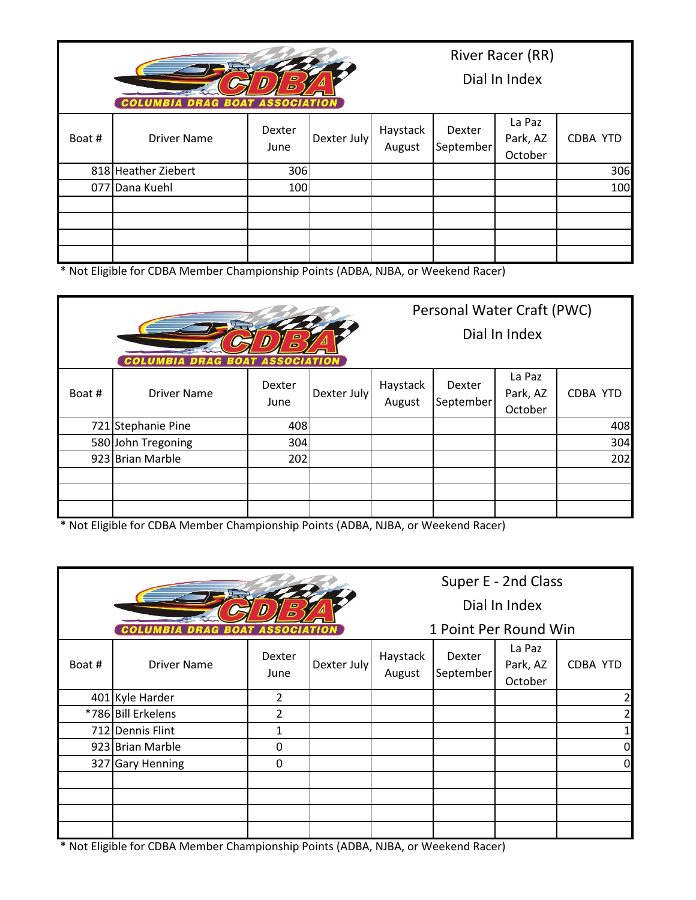## River Racer (RR)
## Dial In Index

| Boat # | Driver Name | Dexter June | Dexter July | Haystack August | Dexter September | La Paz Park, AZ October | CDBA YTD |
|---|---|---|---|---|---|---|---|
| 818 | Heather Ziebert | 306 | | | | | 306 |
| 077 | Dana Kuehl | 100 | | | | | 100 |
| | | | | | | | |
| | | | | | | | |
| | | | | | | | |
| | | | | | | | |

* Not Eligible for CDBA Member Championship Points (ADBA, NJBA, or Weekend Racer)

## Personal Water Craft (PWC)
## Dial In Index

| Boat # | Driver Name | Dexter June | Dexter July | Haystack August | Dexter September | La Paz Park, AZ October | CDBA YTD |
|---|---|---|---|---|---|---|---|
| 721 | Stephanie Pine | 408 | | | | | 408 |
| 580 | John Tregoning | 304 | | | | | 304 |
| 923 | Brian Marble | 202 | | | | | 202 |
| | | | | | | | |
| | | | | | | | |
| | | | | | | | |

* Not Eligible for CDBA Member Championship Points (ADBA, NJBA, or Weekend Racer)

## Super E - 2nd Class
## Dial In Index
## 1 Point Per Round Win

| Boat # | Driver Name | Dexter June | Dexter July | Haystack August | Dexter September | La Paz Park, AZ October | CDBA YTD |
|---|---|---|---|---|---|---|---|
| 401 | Kyle Harder | 2 | | | | | 2 |
| *786 | Bill Erkelens | 2 | | | | | 2 |
| 712 | Dennis Flint | 1 | | | | | 1 |
| 923 | Brian Marble | 0 | | | | | 0 |
| 327 | Gary Henning | 0 | | | | | 0 |
| | | | | | | | |
| | | | | | | | |
| | | | | | | | |
| | | | | | | | |

* Not Eligible for CDBA Member Championship Points (ADBA, NJBA, or Weekend Racer)